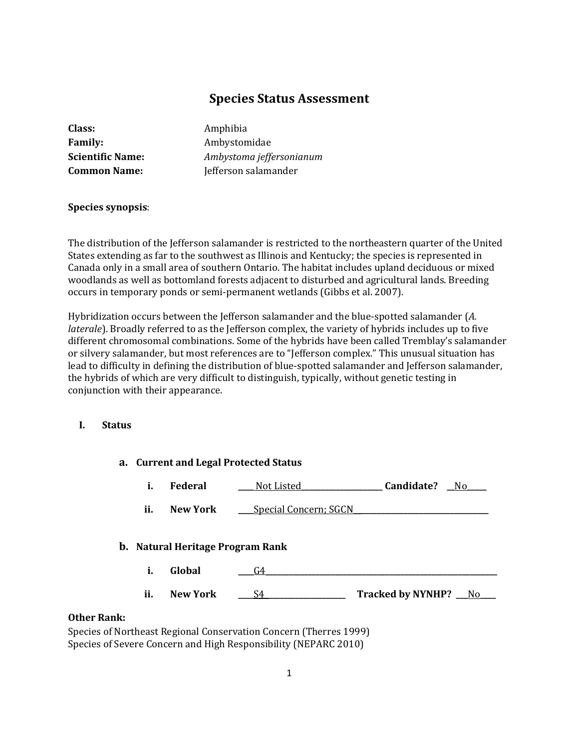# Species Status Assessment

**Class:** Amphibia
**Family:** Ambystomidae
**Scientific Name:** *Ambystoma jeffersonianum*
**Common Name:** Jefferson salamander

**Species synopsis**:

The distribution of the Jefferson salamander is restricted to the northeastern quarter of the United States extending as far to the southwest as Illinois and Kentucky; the species is represented in Canada only in a small area of southern Ontario. The habitat includes upland deciduous or mixed woodlands as well as bottomland forests adjacent to disturbed and agricultural lands. Breeding occurs in temporary ponds or semi-permanent wetlands (Gibbs et al. 2007).

Hybridization occurs between the Jefferson salamander and the blue-spotted salamander (*A. laterale*). Broadly referred to as the Jefferson complex, the variety of hybrids includes up to five different chromosomal combinations. Some of the hybrids have been called Tremblay's salamander or silvery salamander, but most references are to "Jefferson complex." This unusual situation has lead to difficulty in defining the distribution of blue-spotted salamander and Jefferson salamander, the hybrids of which are very difficult to distinguish, typically, without genetic testing in conjunction with their appearance.

## I. Status

### a. Current and Legal Protected Status

i. **Federal** ____Not Listed____________________ **Candidate?** __No_____

ii. **New York** ____Special Concern; SGCN_________________________________

### b. Natural Heritage Program Rank

i. **Global** ____G4___________________________________________________________

ii. **New York** ____S4____________________ **Tracked by NYNHP?** ___No____

**Other Rank:**

Species of Northeast Regional Conservation Concern (Therres 1999)
Species of Severe Concern and High Responsibility (NEPARC 2010)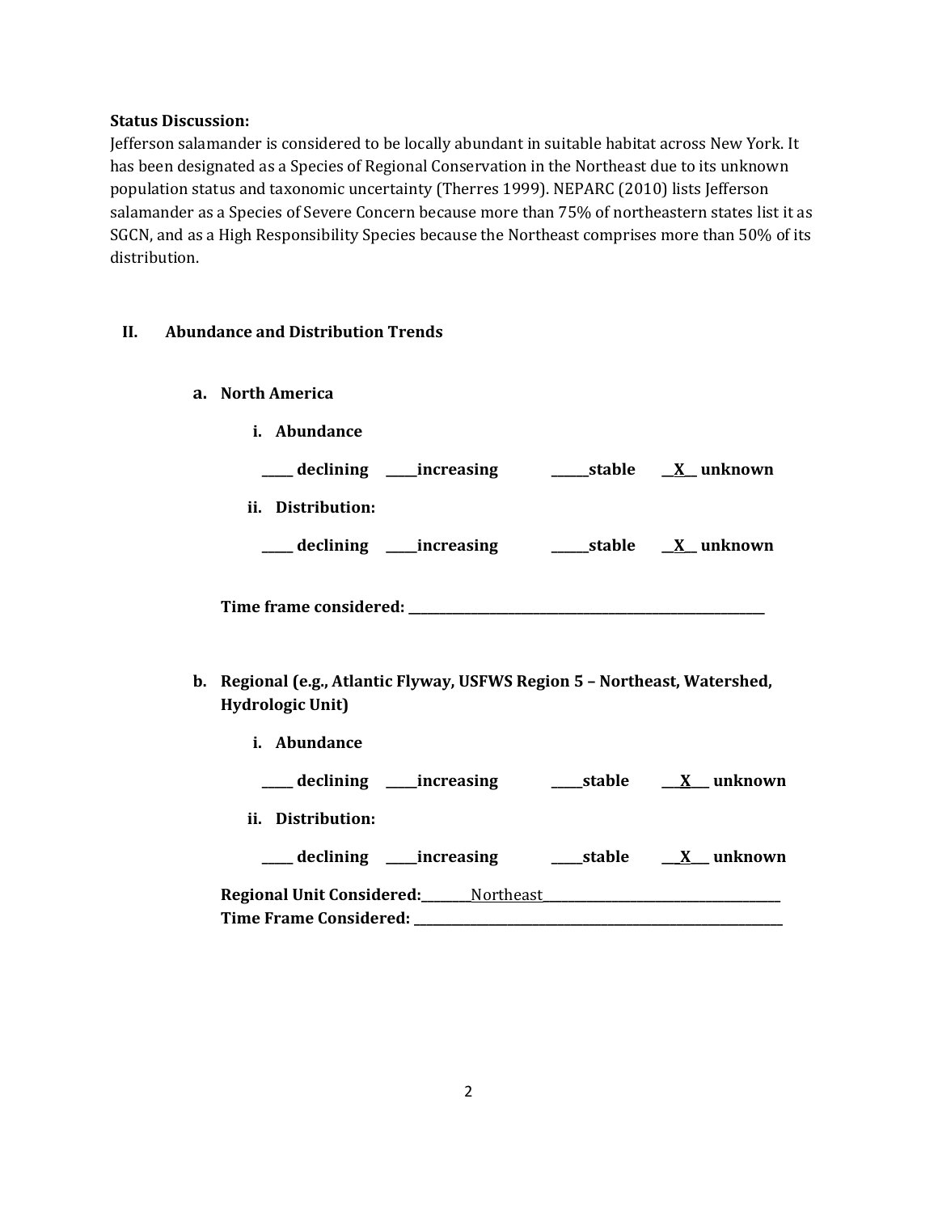**Status Discussion:**

Jefferson salamander is considered to be locally abundant in suitable habitat across New York. It has been designated as a Species of Regional Conservation in the Northeast due to its unknown population status and taxonomic uncertainty (Therres 1999). NEPARC (2010) lists Jefferson salamander as a Species of Severe Concern because more than 75% of northeastern states list it as SGCN, and as a High Responsibility Species because the Northeast comprises more than 50% of its distribution.

## II. Abundance and Distribution Trends

### a. North America

**i. Abundance**

**_____ declining _____increasing ______stable __X__ unknown**

**ii. Distribution:**

**_____ declining _____increasing ______stable __X__ unknown**

**Time frame considered: ___________________________________________________________**

### b. Regional (e.g., Atlantic Flyway, USFWS Region 5 – Northeast, Watershed, Hydrologic Unit)

**i. Abundance**

**_____ declining _____increasing _____stable ___X___ unknown**

**ii. Distribution:**

**_____ declining _____increasing _____stable ___X___ unknown**

**Regional Unit Considered:**________Northeast_________________________________________

**Time Frame Considered: ___________________________________________________________**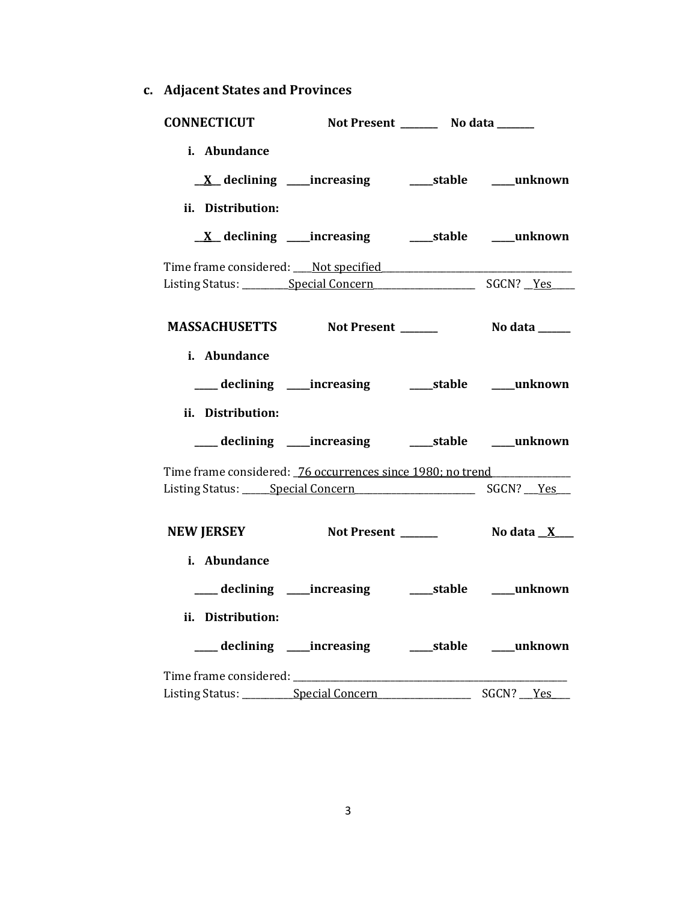### c. Adjacent States and Provinces

**CONNECTICUT** **Not Present** _______ **No data** _______

**i. Abundance**

__X__ **declining** ____**increasing** ____**stable** ____**unknown**

**ii. Distribution:**

__X__ **declining** ____**increasing** ____**stable** ____**unknown**

Time frame considered: ____Not specified________________________________________

Listing Status: __________Special Concern______________________ SGCN? __Yes____

**MASSACHUSETTS** **Not Present** _______ **No data** ______

**i. Abundance**

____ **declining** ____**increasing** ____**stable** ____**unknown**

**ii. Distribution:**

____ **declining** ____**increasing** ____**stable** ____**unknown**

Time frame considered: _76 occurrences since 1980; no trend_______________

Listing Status: ______Special Concern_________________________ SGCN? ___Yes___

**NEW JERSEY** **Not Present** _______ **No data** __X____

**i. Abundance**

____ **declining** ____**increasing** ____**stable** ____**unknown**

**ii. Distribution:**

____ **declining** ____**increasing** ____**stable** ____**unknown**

Time frame considered: _________________________________________________________

Listing Status: __________Special Concern___________________ SGCN? ___Yes____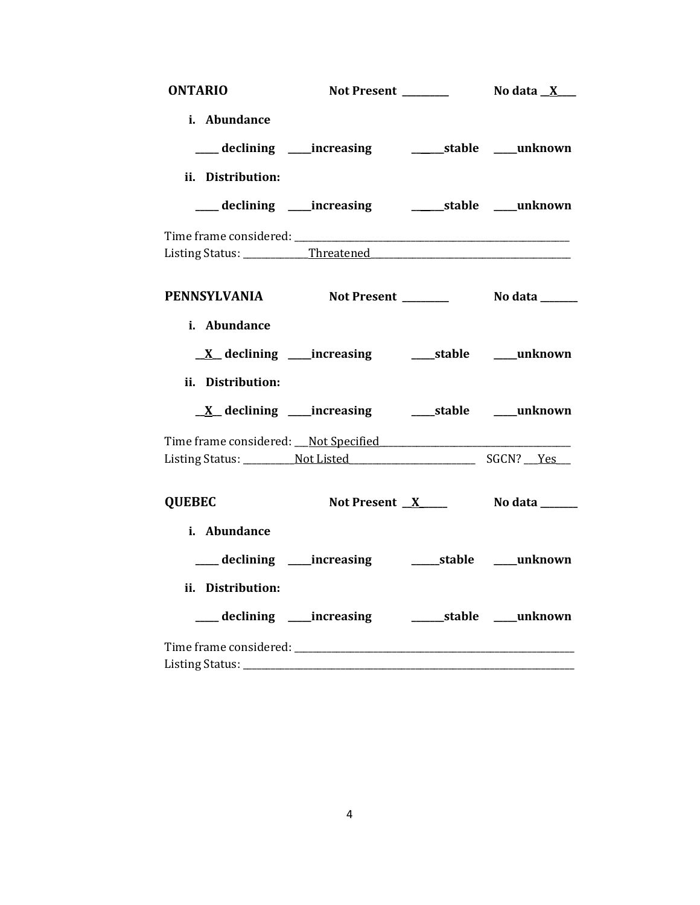**ONTARIO** **Not Present** ________ **No data** __X____

**i. Abundance**

____ declining ____increasing ______stable ____unknown

**ii. Distribution:**

____ declining ____increasing ______stable ____unknown

Time frame considered: ____________________________________________

Listing Status: _____________Threatened___________________________________

**PENNSYLVANIA** **Not Present** ________ **No data** _______

**i. Abundance**

__X__ declining ____increasing ____stable ____unknown

**ii. Distribution:**

__X__ declining ____increasing ____stable ____unknown

Time frame considered: ___Not Specified_______________________________

Listing Status: __________Not Listed______________________ SGCN? ___Yes___

**QUEBEC** **Not Present** __X_____ **No data** _______

**i. Abundance**

____ declining ____increasing _____stable ____unknown

**ii. Distribution:**

____ declining ____increasing ______stable ____unknown

Time frame considered: ____________________________________________

Listing Status: ______________________________________________________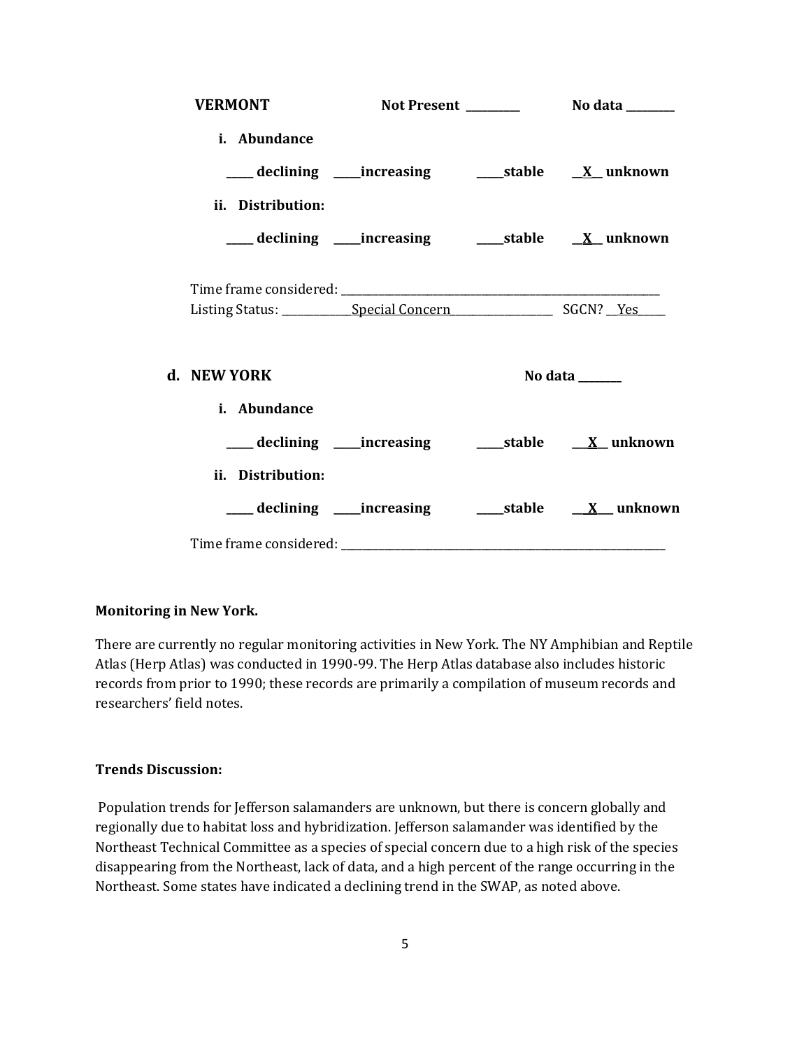**VERMONT** Not Present ________ No data ________

**i. Abundance**

_____ declining _____increasing _____stable __X__ unknown

**ii. Distribution:**

_____ declining _____increasing _____stable __X__ unknown

Time frame considered: ___________________________________________

Listing Status: ____________Special Concern_________________ SGCN? __Yes_____

**d. NEW YORK** No data ________

**i. Abundance**

_____ declining _____increasing _____stable ___X__ unknown

**ii. Distribution:**

_____ declining _____increasing _____stable ___X___ unknown

Time frame considered: ___________________________________________

**Monitoring in New York.**

There are currently no regular monitoring activities in New York. The NY Amphibian and Reptile Atlas (Herp Atlas) was conducted in 1990-99. The Herp Atlas database also includes historic records from prior to 1990; these records are primarily a compilation of museum records and researchers' field notes.

**Trends Discussion:**

Population trends for Jefferson salamanders are unknown, but there is concern globally and regionally due to habitat loss and hybridization. Jefferson salamander was identified by the Northeast Technical Committee as a species of special concern due to a high risk of the species disappearing from the Northeast, lack of data, and a high percent of the range occurring in the Northeast. Some states have indicated a declining trend in the SWAP, as noted above.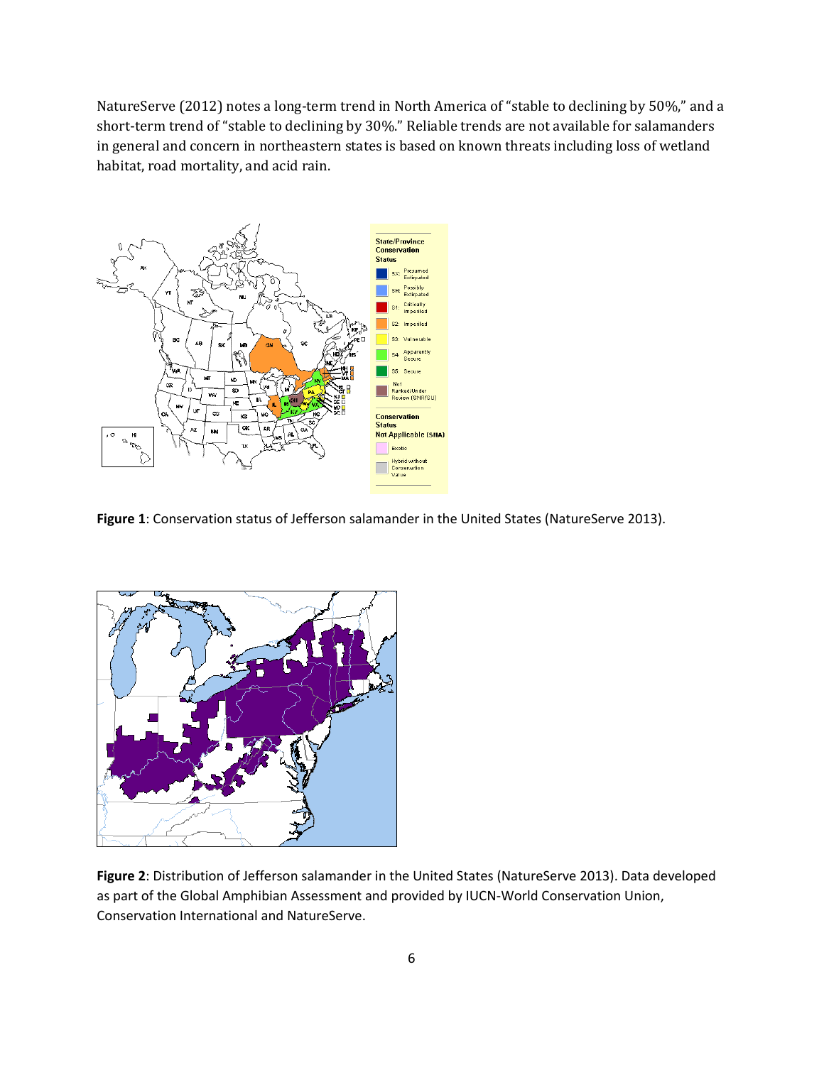NatureServe (2012) notes a long-term trend in North America of "stable to declining by 50%," and a short-term trend of "stable to declining by 30%." Reliable trends are not available for salamanders in general and concern in northeastern states is based on known threats including loss of wetland habitat, road mortality, and acid rain.

**Figure 1**: Conservation status of Jefferson salamander in the United States (NatureServe 2013).

**Figure 2**: Distribution of Jefferson salamander in the United States (NatureServe 2013). Data developed as part of the Global Amphibian Assessment and provided by IUCN-World Conservation Union, Conservation International and NatureServe.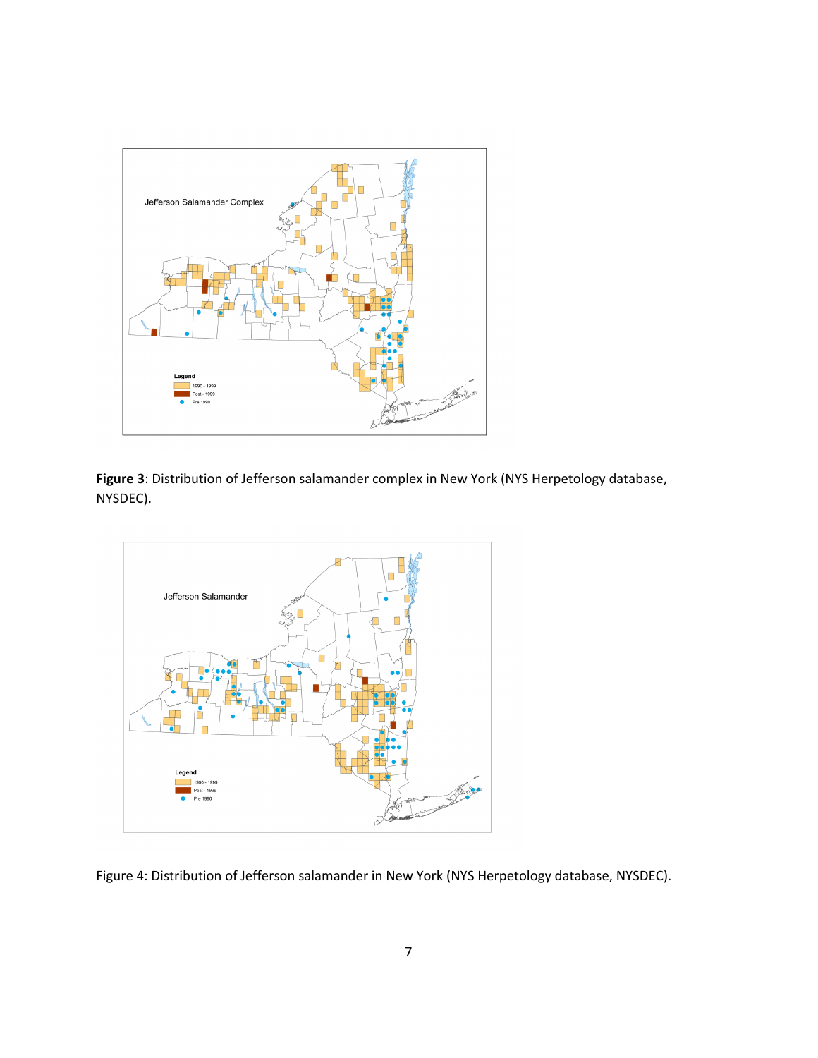**Figure 3**: Distribution of Jefferson salamander complex in New York (NYS Herpetology database, NYSDEC).

Figure 4: Distribution of Jefferson salamander in New York (NYS Herpetology database, NYSDEC).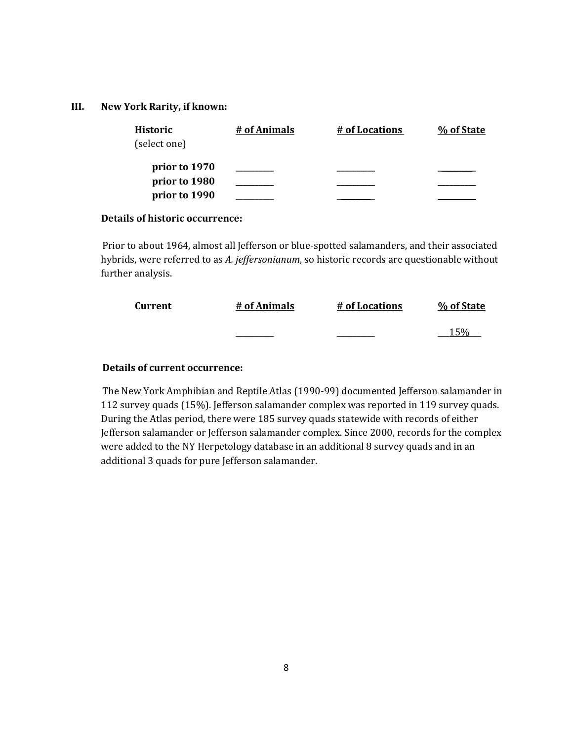## III. New York Rarity, if known:

| Historic (select one) | # of Animals | # of Locations | % of State |
|---|---|---|---|
| prior to 1970 | \_\_\_\_\_\_\_\_\_\_ | \_\_\_\_\_\_\_\_\_\_ | \_\_\_\_\_\_\_\_\_\_ |
| prior to 1980 | \_\_\_\_\_\_\_\_\_\_ | \_\_\_\_\_\_\_\_\_\_ | \_\_\_\_\_\_\_\_\_\_ |
| prior to 1990 | \_\_\_\_\_\_\_\_\_\_ | \_\_\_\_\_\_\_\_\_\_ | \_\_\_\_\_\_\_\_\_\_ |

**Details of historic occurrence:**

Prior to about 1964, almost all Jefferson or blue-spotted salamanders, and their associated hybrids, were referred to as *A. jeffersonianum*, so historic records are questionable without further analysis.

| Current | # of Animals | # of Locations | % of State |
|---|---|---|---|
| | \_\_\_\_\_\_\_\_\_\_ | \_\_\_\_\_\_\_\_\_\_ | \_\_\_15%\_\_\_ |

**Details of current occurrence:**

The New York Amphibian and Reptile Atlas (1990-99) documented Jefferson salamander in 112 survey quads (15%). Jefferson salamander complex was reported in 119 survey quads. During the Atlas period, there were 185 survey quads statewide with records of either Jefferson salamander or Jefferson salamander complex. Since 2000, records for the complex were added to the NY Herpetology database in an additional 8 survey quads and in an additional 3 quads for pure Jefferson salamander.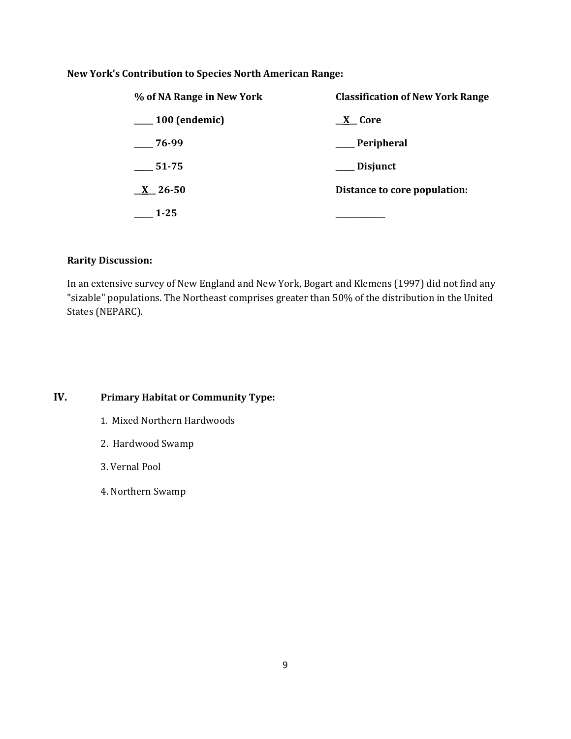**New York's Contribution to Species North American Range:**

| % of NA Range in New York | Classification of New York Range |
| --- | --- |
| _____ 100 (endemic) | __X__ Core |
| _____ 76-99 | _____ Peripheral |
| _____ 51-75 | _____ Disjunct |
| __X__ 26-50 | Distance to core population: |
| _____ 1-25 | _____________ |

**Rarity Discussion:**

In an extensive survey of New England and New York, Bogart and Klemens (1997) did not find any "sizable" populations. The Northeast comprises greater than 50% of the distribution in the United States (NEPARC).

## IV. Primary Habitat or Community Type:

1. Mixed Northern Hardwoods
2. Hardwood Swamp
3. Vernal Pool
4. Northern Swamp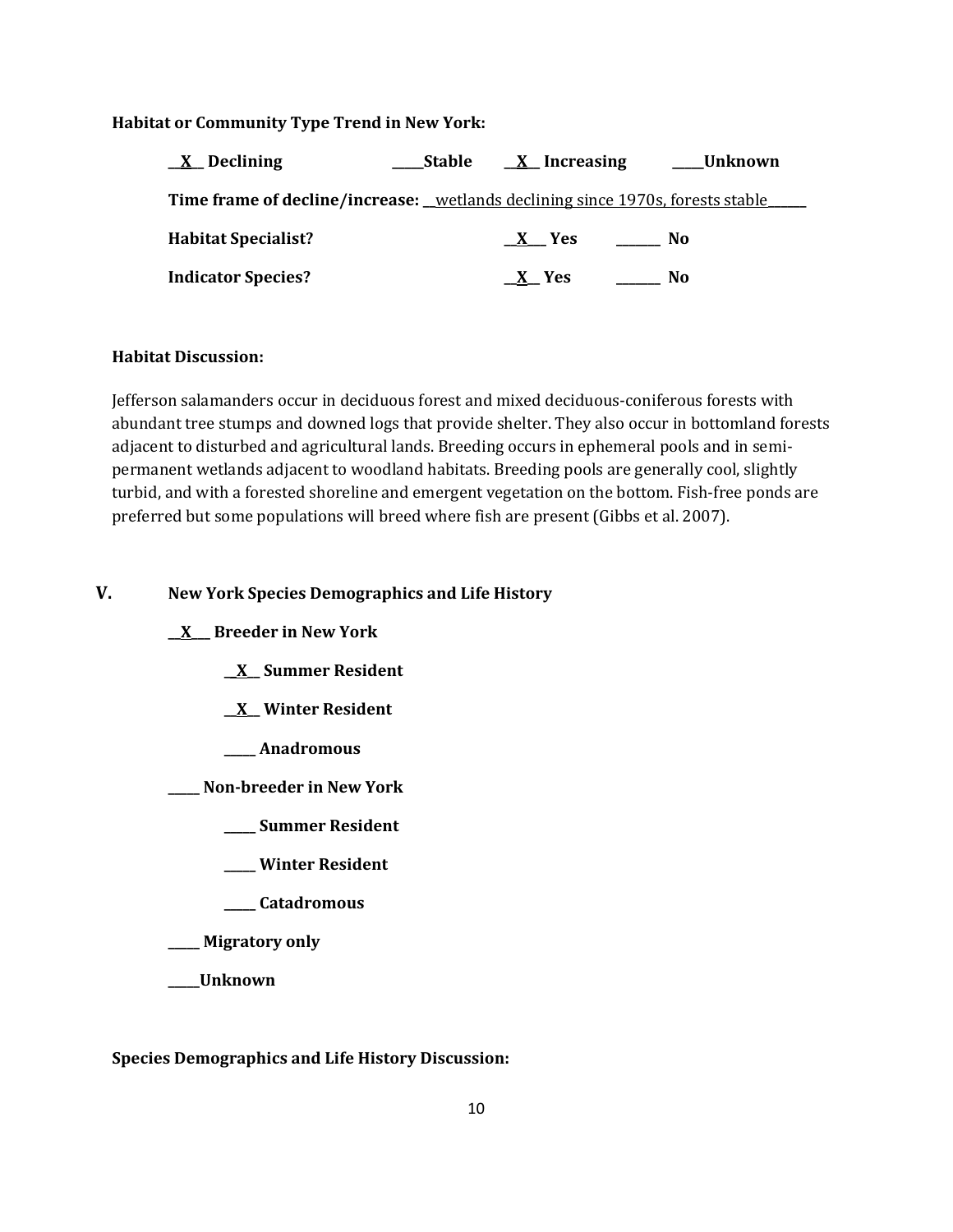**Habitat or Community Type Trend in New York:**

__X__ Declining _____Stable __X__ Increasing _____Unknown

**Time frame of decline/increase:** __wetlands declining since 1970s, forests stable______

**Habitat Specialist?** __X___ Yes _______ No

**Indicator Species?** __X__ Yes _______ No

**Habitat Discussion:**

Jefferson salamanders occur in deciduous forest and mixed deciduous-coniferous forests with abundant tree stumps and downed logs that provide shelter. They also occur in bottomland forests adjacent to disturbed and agricultural lands. Breeding occurs in ephemeral pools and in semi-permanent wetlands adjacent to woodland habitats. Breeding pools are generally cool, slightly turbid, and with a forested shoreline and emergent vegetation on the bottom. Fish-free ponds are preferred but some populations will breed where fish are present (Gibbs et al. 2007).

## V. New York Species Demographics and Life History

__X___ **Breeder in New York**

- __X__ **Summer Resident**
- __X__ **Winter Resident**
- _____ **Anadromous**

_____ **Non-breeder in New York**

- _____ **Summer Resident**
- _____ **Winter Resident**
- _____ **Catadromous**

_____ **Migratory only**

_____**Unknown**

**Species Demographics and Life History Discussion:**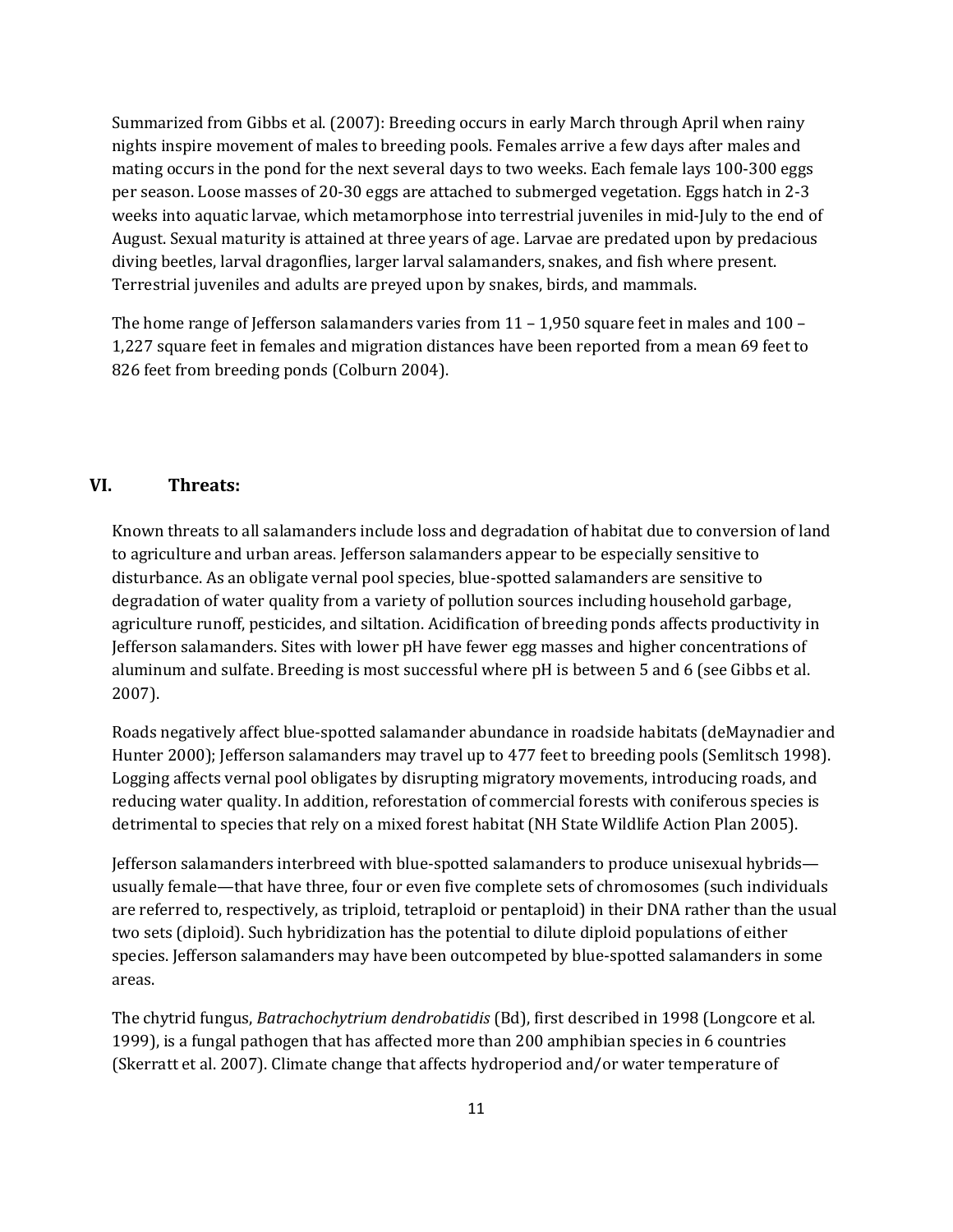Summarized from Gibbs et al. (2007): Breeding occurs in early March through April when rainy nights inspire movement of males to breeding pools. Females arrive a few days after males and mating occurs in the pond for the next several days to two weeks. Each female lays 100-300 eggs per season. Loose masses of 20-30 eggs are attached to submerged vegetation. Eggs hatch in 2-3 weeks into aquatic larvae, which metamorphose into terrestrial juveniles in mid-July to the end of August. Sexual maturity is attained at three years of age. Larvae are predated upon by predacious diving beetles, larval dragonflies, larger larval salamanders, snakes, and fish where present. Terrestrial juveniles and adults are preyed upon by snakes, birds, and mammals.

The home range of Jefferson salamanders varies from 11 – 1,950 square feet in males and 100 – 1,227 square feet in females and migration distances have been reported from a mean 69 feet to 826 feet from breeding ponds (Colburn 2004).

## VI. Threats:

Known threats to all salamanders include loss and degradation of habitat due to conversion of land to agriculture and urban areas. Jefferson salamanders appear to be especially sensitive to disturbance. As an obligate vernal pool species, blue-spotted salamanders are sensitive to degradation of water quality from a variety of pollution sources including household garbage, agriculture runoff, pesticides, and siltation. Acidification of breeding ponds affects productivity in Jefferson salamanders. Sites with lower pH have fewer egg masses and higher concentrations of aluminum and sulfate. Breeding is most successful where pH is between 5 and 6 (see Gibbs et al. 2007).

Roads negatively affect blue-spotted salamander abundance in roadside habitats (deMaynadier and Hunter 2000); Jefferson salamanders may travel up to 477 feet to breeding pools (Semlitsch 1998). Logging affects vernal pool obligates by disrupting migratory movements, introducing roads, and reducing water quality. In addition, reforestation of commercial forests with coniferous species is detrimental to species that rely on a mixed forest habitat (NH State Wildlife Action Plan 2005).

Jefferson salamanders interbreed with blue-spotted salamanders to produce unisexual hybrids—usually female—that have three, four or even five complete sets of chromosomes (such individuals are referred to, respectively, as triploid, tetraploid or pentaploid) in their DNA rather than the usual two sets (diploid). Such hybridization has the potential to dilute diploid populations of either species. Jefferson salamanders may have been outcompeted by blue-spotted salamanders in some areas.

The chytrid fungus, *Batrachochytrium dendrobatidis* (Bd), first described in 1998 (Longcore et al. 1999), is a fungal pathogen that has affected more than 200 amphibian species in 6 countries (Skerratt et al. 2007). Climate change that affects hydroperiod and/or water temperature of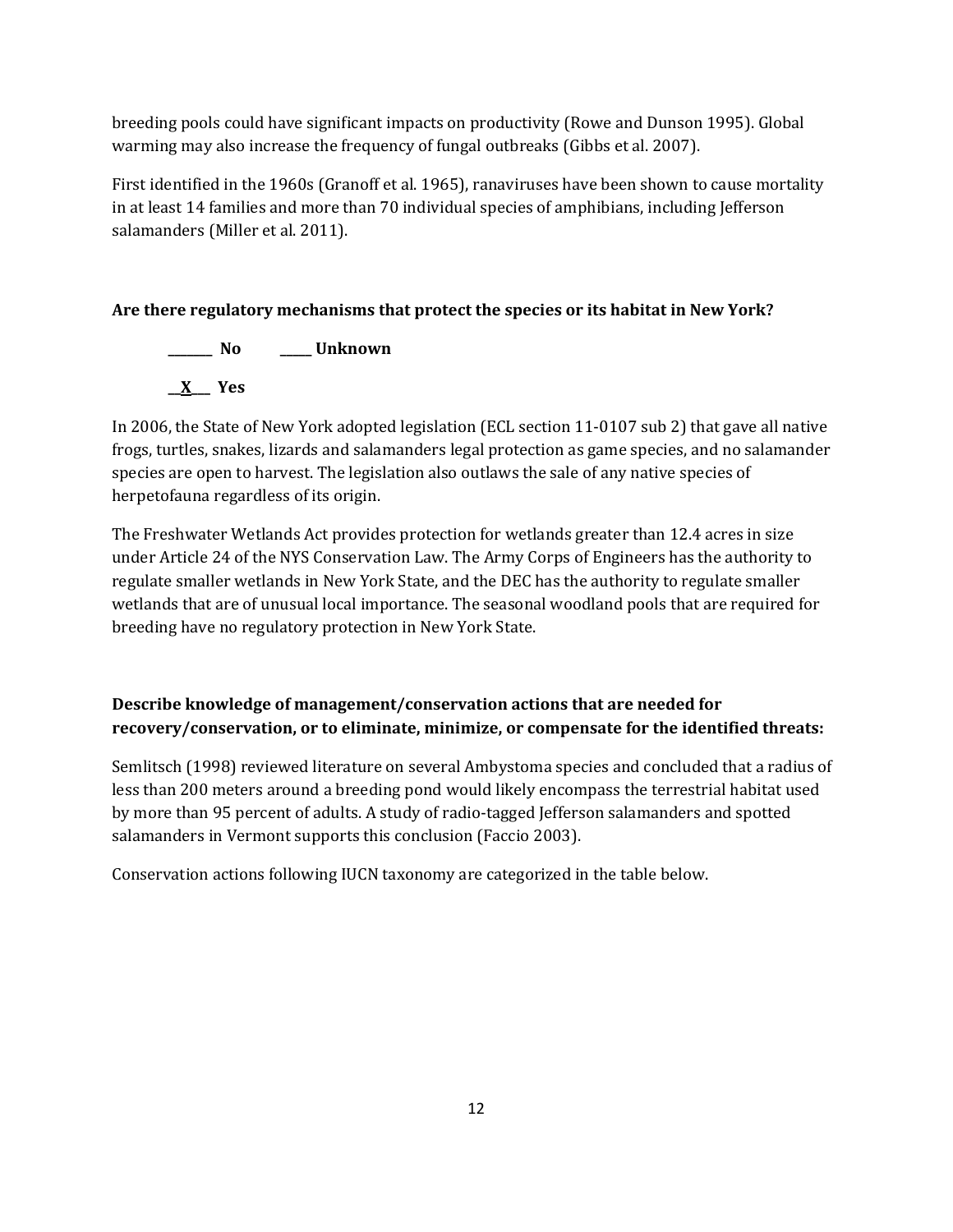breeding pools could have significant impacts on productivity (Rowe and Dunson 1995). Global warming may also increase the frequency of fungal outbreaks (Gibbs et al. 2007).

First identified in the 1960s (Granoff et al. 1965), ranaviruses have been shown to cause mortality in at least 14 families and more than 70 individual species of amphibians, including Jefferson salamanders (Miller et al. 2011).

**Are there regulatory mechanisms that protect the species or its habitat in New York?**

**_______ No** **_____ Unknown**

**__X___ Yes**

In 2006, the State of New York adopted legislation (ECL section 11-0107 sub 2) that gave all native frogs, turtles, snakes, lizards and salamanders legal protection as game species, and no salamander species are open to harvest. The legislation also outlaws the sale of any native species of herpetofauna regardless of its origin.

The Freshwater Wetlands Act provides protection for wetlands greater than 12.4 acres in size under Article 24 of the NYS Conservation Law. The Army Corps of Engineers has the authority to regulate smaller wetlands in New York State, and the DEC has the authority to regulate smaller wetlands that are of unusual local importance. The seasonal woodland pools that are required for breeding have no regulatory protection in New York State.

**Describe knowledge of management/conservation actions that are needed for recovery/conservation, or to eliminate, minimize, or compensate for the identified threats:**

Semlitsch (1998) reviewed literature on several Ambystoma species and concluded that a radius of less than 200 meters around a breeding pond would likely encompass the terrestrial habitat used by more than 95 percent of adults. A study of radio-tagged Jefferson salamanders and spotted salamanders in Vermont supports this conclusion (Faccio 2003).

Conservation actions following IUCN taxonomy are categorized in the table below.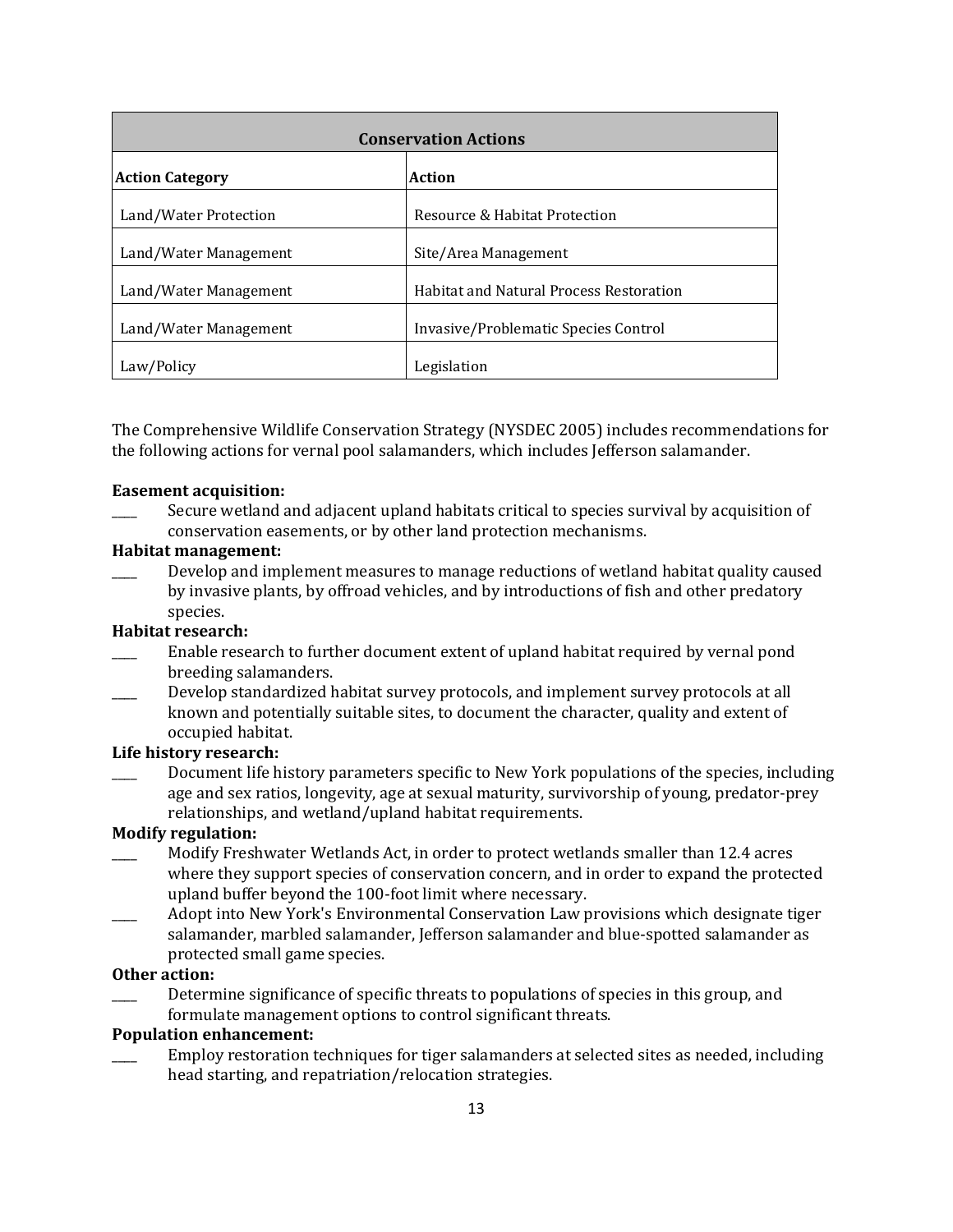| Conservation Actions | |
|---|---|
| **Action Category** | **Action** |
| Land/Water Protection | Resource & Habitat Protection |
| Land/Water Management | Site/Area Management |
| Land/Water Management | Habitat and Natural Process Restoration |
| Land/Water Management | Invasive/Problematic Species Control |
| Law/Policy | Legislation |

The Comprehensive Wildlife Conservation Strategy (NYSDEC 2005) includes recommendations for the following actions for vernal pool salamanders, which includes Jefferson salamander.

**Easement acquisition:**

____ Secure wetland and adjacent upland habitats critical to species survival by acquisition of conservation easements, or by other land protection mechanisms.

**Habitat management:**

____ Develop and implement measures to manage reductions of wetland habitat quality caused by invasive plants, by offroad vehicles, and by introductions of fish and other predatory species.

**Habitat research:**

____ Enable research to further document extent of upland habitat required by vernal pond breeding salamanders.

____ Develop standardized habitat survey protocols, and implement survey protocols at all known and potentially suitable sites, to document the character, quality and extent of occupied habitat.

**Life history research:**

____ Document life history parameters specific to New York populations of the species, including age and sex ratios, longevity, age at sexual maturity, survivorship of young, predator-prey relationships, and wetland/upland habitat requirements.

**Modify regulation:**

____ Modify Freshwater Wetlands Act, in order to protect wetlands smaller than 12.4 acres where they support species of conservation concern, and in order to expand the protected upland buffer beyond the 100-foot limit where necessary.

____ Adopt into New York's Environmental Conservation Law provisions which designate tiger salamander, marbled salamander, Jefferson salamander and blue-spotted salamander as protected small game species.

**Other action:**

____ Determine significance of specific threats to populations of species in this group, and formulate management options to control significant threats.

**Population enhancement:**

____ Employ restoration techniques for tiger salamanders at selected sites as needed, including head starting, and repatriation/relocation strategies.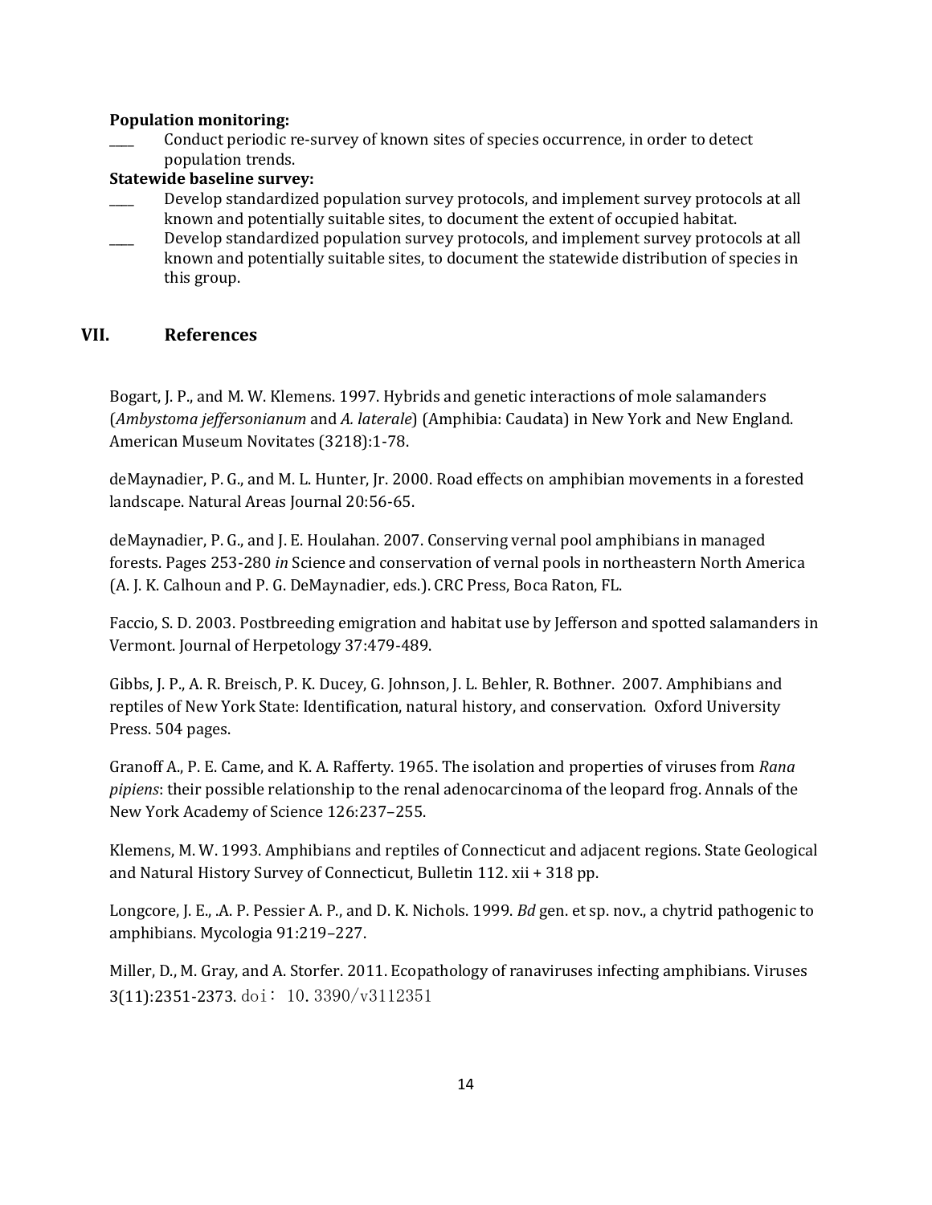**Population monitoring:**

____ Conduct periodic re-survey of known sites of species occurrence, in order to detect population trends.

**Statewide baseline survey:**

____ Develop standardized population survey protocols, and implement survey protocols at all known and potentially suitable sites, to document the extent of occupied habitat.

____ Develop standardized population survey protocols, and implement survey protocols at all known and potentially suitable sites, to document the statewide distribution of species in this group.

## VII. References

Bogart, J. P., and M. W. Klemens. 1997. Hybrids and genetic interactions of mole salamanders (*Ambystoma jeffersonianum* and *A. laterale*) (Amphibia: Caudata) in New York and New England. American Museum Novitates (3218):1-78.

deMaynadier, P. G., and M. L. Hunter, Jr. 2000. Road effects on amphibian movements in a forested landscape. Natural Areas Journal 20:56-65.

deMaynadier, P. G., and J. E. Houlahan. 2007. Conserving vernal pool amphibians in managed forests. Pages 253-280 *in* Science and conservation of vernal pools in northeastern North America (A. J. K. Calhoun and P. G. DeMaynadier, eds.). CRC Press, Boca Raton, FL.

Faccio, S. D. 2003. Postbreeding emigration and habitat use by Jefferson and spotted salamanders in Vermont. Journal of Herpetology 37:479-489.

Gibbs, J. P., A. R. Breisch, P. K. Ducey, G. Johnson, J. L. Behler, R. Bothner. 2007. Amphibians and reptiles of New York State: Identification, natural history, and conservation. Oxford University Press. 504 pages.

Granoff A., P. E. Came, and K. A. Rafferty. 1965. The isolation and properties of viruses from *Rana pipiens*: their possible relationship to the renal adenocarcinoma of the leopard frog. Annals of the New York Academy of Science 126:237–255.

Klemens, M. W. 1993. Amphibians and reptiles of Connecticut and adjacent regions. State Geological and Natural History Survey of Connecticut, Bulletin 112. xii + 318 pp.

Longcore, J. E., .A. P. Pessier A. P., and D. K. Nichols. 1999. *Bd* gen. et sp. nov., a chytrid pathogenic to amphibians. Mycologia 91:219–227.

Miller, D., M. Gray, and A. Storfer. 2011. Ecopathology of ranaviruses infecting amphibians. Viruses 3(11):2351-2373. doi: 10.3390/v3112351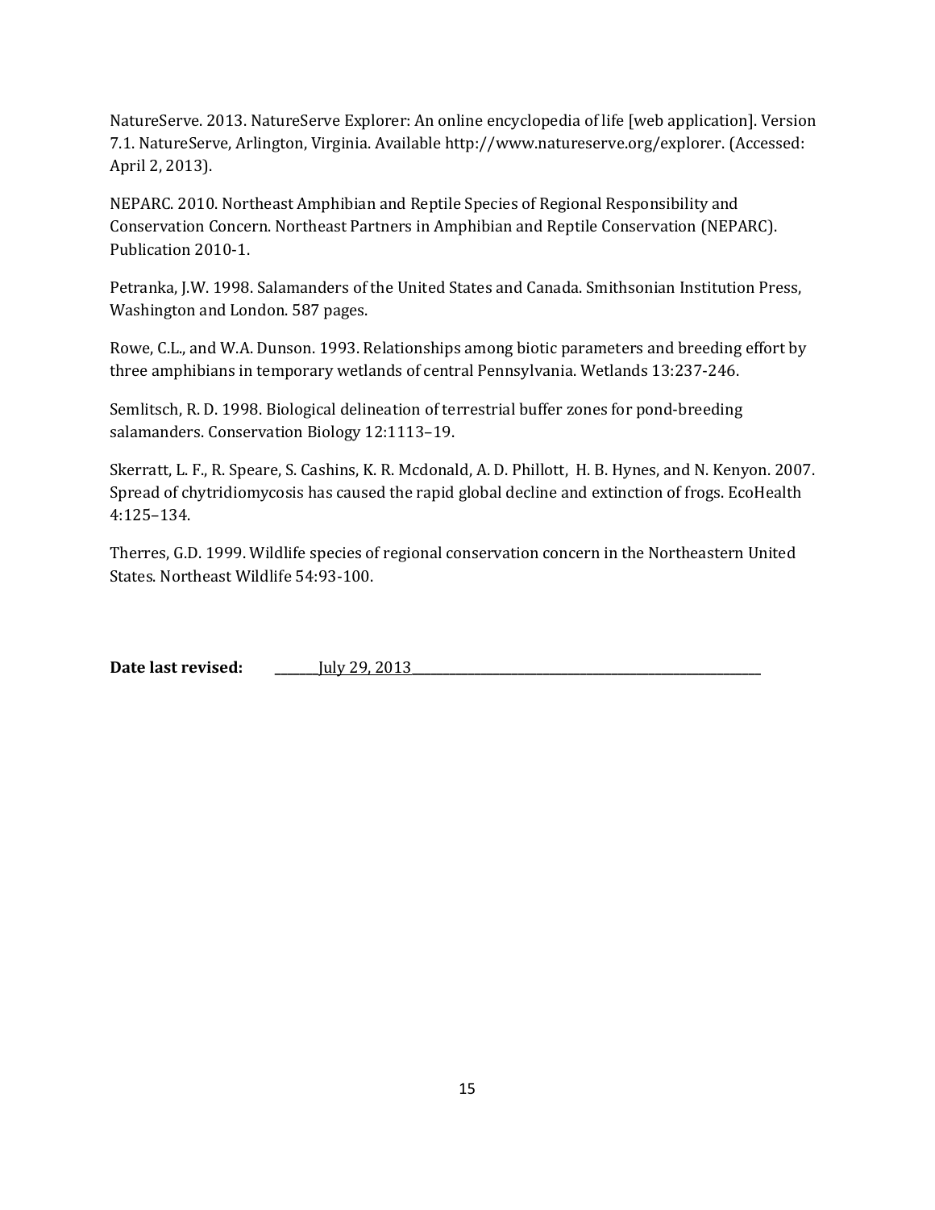NatureServe. 2013. NatureServe Explorer: An online encyclopedia of life [web application]. Version 7.1. NatureServe, Arlington, Virginia. Available http://www.natureserve.org/explorer. (Accessed: April 2, 2013).

NEPARC. 2010. Northeast Amphibian and Reptile Species of Regional Responsibility and Conservation Concern. Northeast Partners in Amphibian and Reptile Conservation (NEPARC). Publication 2010-1.

Petranka, J.W. 1998. Salamanders of the United States and Canada. Smithsonian Institution Press, Washington and London. 587 pages.

Rowe, C.L., and W.A. Dunson. 1993. Relationships among biotic parameters and breeding effort by three amphibians in temporary wetlands of central Pennsylvania. Wetlands 13:237-246.

Semlitsch, R. D. 1998. Biological delineation of terrestrial buffer zones for pond-breeding salamanders. Conservation Biology 12:1113–19.

Skerratt, L. F., R. Speare, S. Cashins, K. R. Mcdonald, A. D. Phillott, H. B. Hynes, and N. Kenyon. 2007. Spread of chytridiomycosis has caused the rapid global decline and extinction of frogs. EcoHealth 4:125–134.

Therres, G.D. 1999. Wildlife species of regional conservation concern in the Northeastern United States. Northeast Wildlife 54:93-100.

**Date last revised:** July 29, 2013